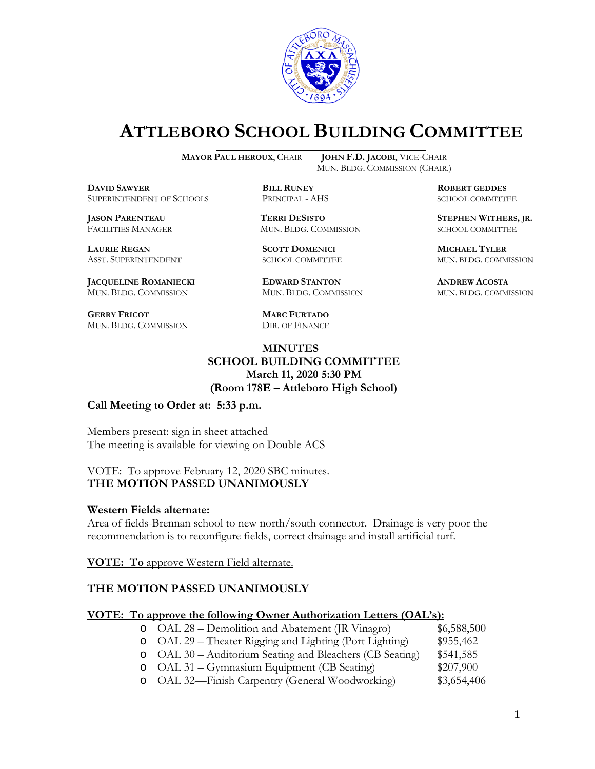# ATTLEBORO SCHOOL BUILDING COMMITTEE

**MAYOR PAUL HEROUX**, CHAIR  
**JOHN F.D. JACOBI**, VICE-CHAIR  
MUN. BLDG. COMMISSION (CHAIR.)

**DAVID SAWYER**  
SUPERINTENDENT OF SCHOOLS

**BILL RUNEY**  
PRINCIPAL - AHS

**ROBERT GEDDES**  
SCHOOL COMMITTEE

**JASON PARENTEAU**  
FACILITIES MANAGER

**TERRI DESISTO**  
MUN. BLDG. COMMISSION

**STEPHEN WITHERS, JR.**  
SCHOOL COMMITTEE

**LAURIE REGAN**  
ASST. SUPERINTENDENT

**SCOTT DOMENICI**  
SCHOOL COMMITTEE

**MICHAEL TYLER**  
MUN. BLDG. COMMISSION

**JACQUELINE ROMANIECKI**  
MUN. BLDG. COMMISSION

**EDWARD STANTON**  
MUN. BLDG. COMMISSION

**ANDREW ACOSTA**  
MUN. BLDG. COMMISSION

**GERRY FRICOT**  
MUN. BLDG. COMMISSION

**MARC FURTADO**  
DIR. OF FINANCE

## MINUTES
## SCHOOL BUILDING COMMITTEE
## March 11, 2020 5:30 PM
## (Room 178E – Attleboro High School)

**Call Meeting to Order at: 5:33 p.m.**

Members present: sign in sheet attached  
The meeting is available for viewing on Double ACS

VOTE: To approve February 12, 2020 SBC minutes.  
**THE MOTION PASSED UNANIMOUSLY**

**Western Fields alternate:**

Area of fields-Brennan school to new north/south connector. Drainage is very poor the recommendation is to reconfigure fields, correct drainage and install artificial turf.

**VOTE: To** approve Western Field alternate.

**THE MOTION PASSED UNANIMOUSLY**

**VOTE: To approve the following Owner Authorization Letters (OAL's):**

- OAL 28 – Demolition and Abatement (JR Vinagro) $6,588,500
- OAL 29 – Theater Rigging and Lighting (Port Lighting) $955,462
- OAL 30 – Auditorium Seating and Bleachers (CB Seating) $541,585
- OAL 31 – Gymnasium Equipment (CB Seating) $207,900
- OAL 32—Finish Carpentry (General Woodworking) $3,654,406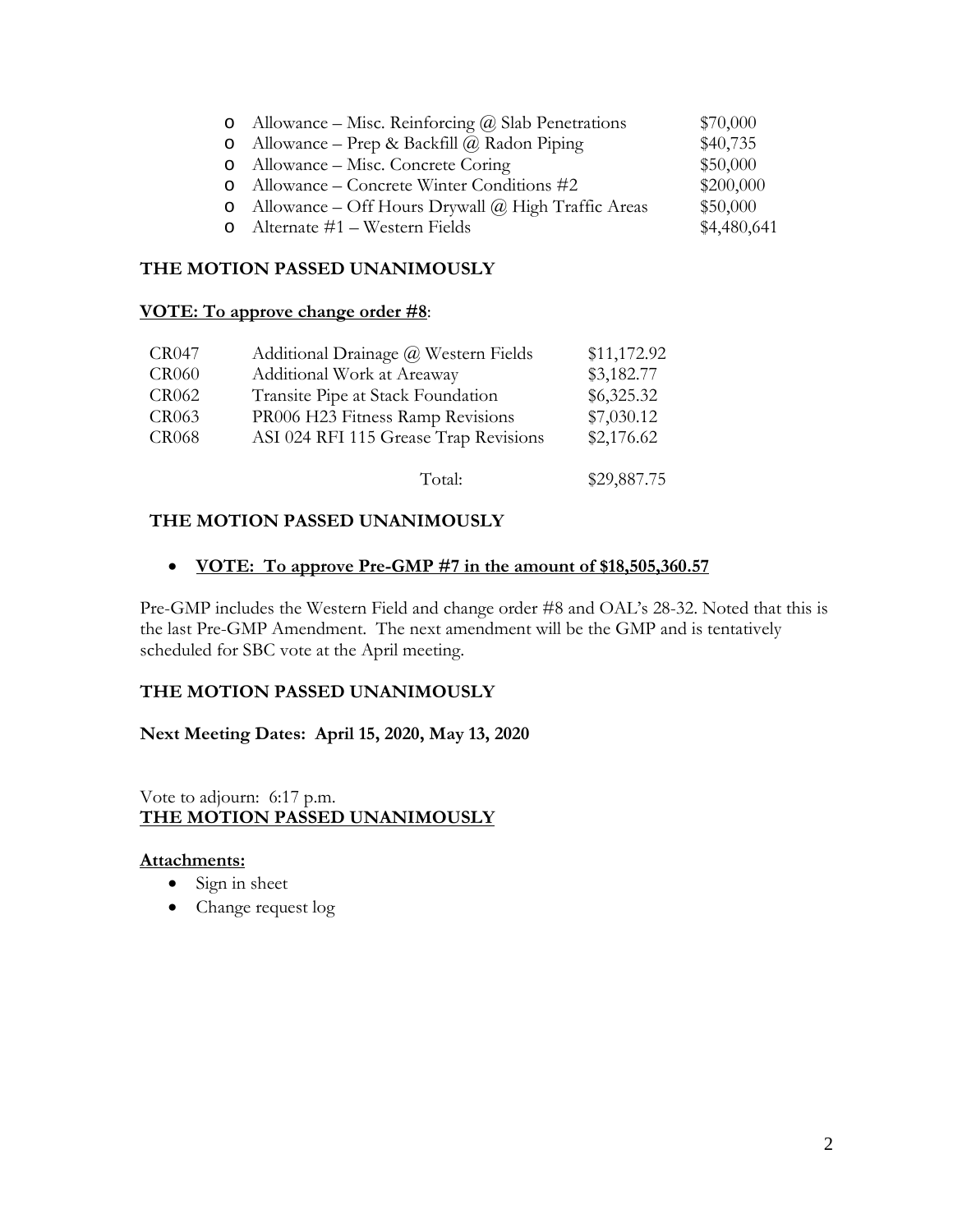- Allowance – Misc. Reinforcing @ Slab Penetrations $70,000
- Allowance – Prep & Backfill @ Radon Piping $40,735
- Allowance – Misc. Concrete Coring $50,000
- Allowance – Concrete Winter Conditions #2 $200,000
- Allowance – Off Hours Drywall @ High Traffic Areas $50,000
- Alternate #1 – Western Fields $4,480,641

**THE MOTION PASSED UNANIMOUSLY**

**VOTE: To approve change order #8**:

| | | |
|---|---|---|
| CR047 | Additional Drainage @ Western Fields | $11,172.92 |
| CR060 | Additional Work at Areaway | $3,182.77 |
| CR062 | Transite Pipe at Stack Foundation | $6,325.32 |
| CR063 | PR006 H23 Fitness Ramp Revisions | $7,030.12 |
| CR068 | ASI 024 RFI 115 Grease Trap Revisions | $2,176.62 |
| | Total: | $29,887.75 |

**THE MOTION PASSED UNANIMOUSLY**

- **VOTE: To approve Pre-GMP #7 in the amount of $18,505,360.57**

Pre-GMP includes the Western Field and change order #8 and OAL's 28-32. Noted that this is the last Pre-GMP Amendment. The next amendment will be the GMP and is tentatively scheduled for SBC vote at the April meeting.

**THE MOTION PASSED UNANIMOUSLY**

**Next Meeting Dates: April 15, 2020, May 13, 2020**

Vote to adjourn: 6:17 p.m.
**THE MOTION PASSED UNANIMOUSLY**

**Attachments:**

- Sign in sheet
- Change request log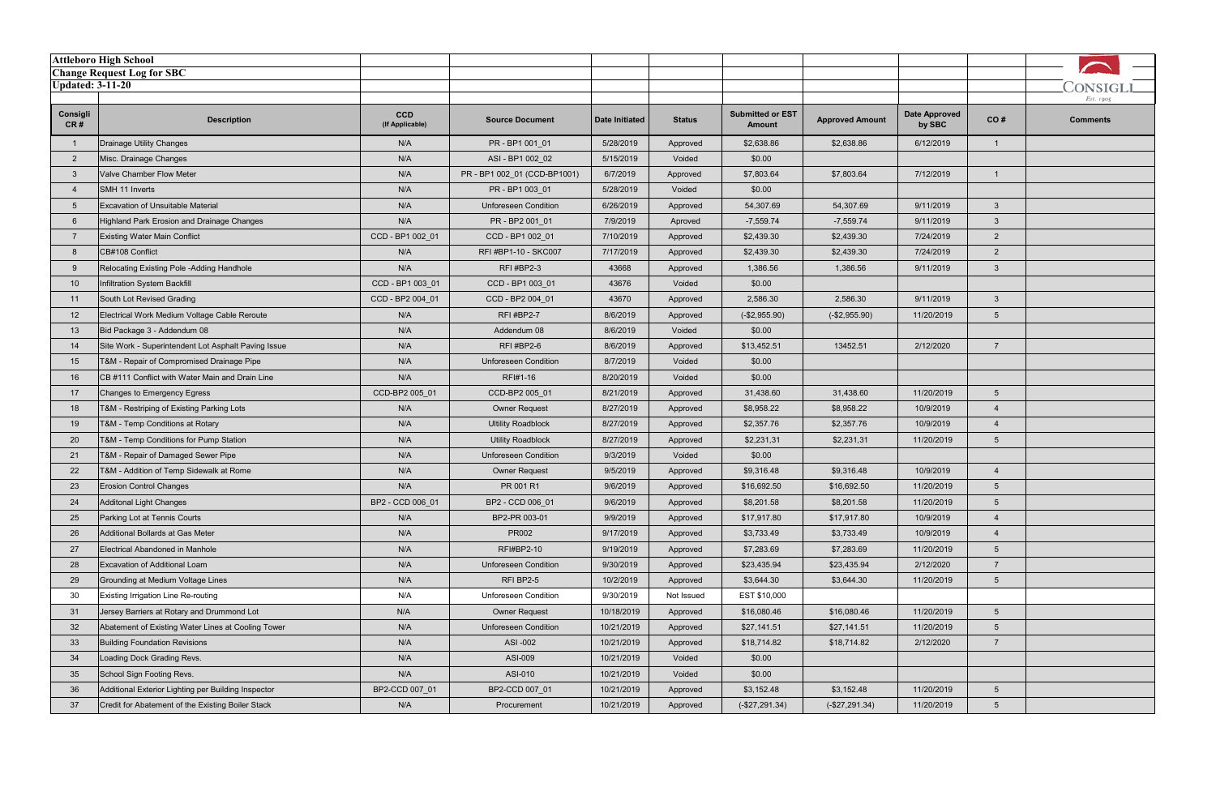**Attleboro High School**
**Change Request Log for SBC**
**Updated: 3-11-20**

CONSIGLI
Est. 1905

| Consigli CR # | Description | CCD (If Applicable) | Source Document | Date Initiated | Status | Submitted or EST Amount | Approved Amount | Date Approved by SBC | CO # | Comments |
|---|---|---|---|---|---|---|---|---|---|---|
| 1 | Drainage Utility Changes | N/A | PR - BP1 001_01 | 5/28/2019 | Approved | $2,638.86 | $2,638.86 | 6/12/2019 | 1 | |
| 2 | Misc. Drainage Changes | N/A | ASI - BP1 002_02 | 5/15/2019 | Voided | $0.00 | | | | |
| 3 | Valve Chamber Flow Meter | N/A | PR - BP1 002_01 (CCD-BP1001) | 6/7/2019 | Approved | $7,803.64 | $7,803.64 | 7/12/2019 | 1 | |
| 4 | SMH 11 Inverts | N/A | PR - BP1 003_01 | 5/28/2019 | Voided | $0.00 | | | | |
| 5 | Excavation of Unsuitable Material | N/A | Unforeseen Condition | 6/26/2019 | Approved | 54,307.69 | 54,307.69 | 9/11/2019 | 3 | |
| 6 | Highland Park Erosion and Drainage Changes | N/A | PR - BP2 001_01 | 7/9/2019 | Aproved | -7,559.74 | -7,559.74 | 9/11/2019 | 3 | |
| 7 | Existing Water Main Conflict | CCD - BP1 002_01 | CCD - BP1 002_01 | 7/10/2019 | Approved | $2,439.30 | $2,439.30 | 7/24/2019 | 2 | |
| 8 | CB#108 Conflict | N/A | RFI #BP1-10 - SKC007 | 7/17/2019 | Approved | $2,439.30 | $2,439.30 | 7/24/2019 | 2 | |
| 9 | Relocating Existing Pole -Adding Handhole | N/A | RFI #BP2-3 | 43668 | Approved | 1,386.56 | 1,386.56 | 9/11/2019 | 3 | |
| 10 | Infiltration System Backfill | CCD - BP1 003_01 | CCD - BP1 003_01 | 43676 | Voided | $0.00 | | | | |
| 11 | South Lot Revised Grading | CCD - BP2 004_01 | CCD - BP2 004_01 | 43670 | Approved | 2,586.30 | 2,586.30 | 9/11/2019 | 3 | |
| 12 | Electrical Work Medium Voltage Cable Reroute | N/A | RFI #BP2-7 | 8/6/2019 | Approved | (-$2,955.90) | (-$2,955.90) | 11/20/2019 | 5 | |
| 13 | Bid Package 3 - Addendum 08 | N/A | Addendum 08 | 8/6/2019 | Voided | $0.00 | | | | |
| 14 | Site Work - Superintendent Lot Asphalt Paving Issue | N/A | RFI #BP2-6 | 8/6/2019 | Approved | $13,452.51 | 13452.51 | 2/12/2020 | 7 | |
| 15 | T&M - Repair of Compromised Drainage Pipe | N/A | Unforeseen Condition | 8/7/2019 | Voided | $0.00 | | | | |
| 16 | CB #111 Conflict with Water Main and Drain Line | N/A | RFI#1-16 | 8/20/2019 | Voided | $0.00 | | | | |
| 17 | Changes to Emergency Egress | CCD-BP2 005_01 | CCD-BP2 005_01 | 8/21/2019 | Approved | 31,438.60 | 31,438.60 | 11/20/2019 | 5 | |
| 18 | T&M - Restriping of Existing Parking Lots | N/A | Owner Request | 8/27/2019 | Approved | $8,958.22 | $8,958.22 | 10/9/2019 | 4 | |
| 19 | T&M - Temp Conditions at Rotary | N/A | Ultility Roadblock | 8/27/2019 | Approved | $2,357.76 | $2,357.76 | 10/9/2019 | 4 | |
| 20 | T&M - Temp Conditions for Pump Station | N/A | Utility Roadblock | 8/27/2019 | Approved | $2,231,31 | $2,231,31 | 11/20/2019 | 5 | |
| 21 | T&M - Repair of Damaged Sewer Pipe | N/A | Unforeseen Condition | 9/3/2019 | Voided | $0.00 | | | | |
| 22 | T&M - Addition of Temp Sidewalk at Rome | N/A | Owner Request | 9/5/2019 | Approved | $9,316.48 | $9,316.48 | 10/9/2019 | 4 | |
| 23 | Erosion Control Changes | N/A | PR 001 R1 | 9/6/2019 | Approved | $16,692.50 | $16,692.50 | 11/20/2019 | 5 | |
| 24 | Additonal Light Changes | BP2 - CCD 006_01 | BP2 - CCD 006_01 | 9/6/2019 | Approved | $8,201.58 | $8,201.58 | 11/20/2019 | 5 | |
| 25 | Parking Lot at Tennis Courts | N/A | BP2-PR 003-01 | 9/9/2019 | Approved | $17,917.80 | $17,917.80 | 10/9/2019 | 4 | |
| 26 | Additional Bollards at Gas Meter | N/A | PR002 | 9/17/2019 | Approved | $3,733.49 | $3,733.49 | 10/9/2019 | 4 | |
| 27 | Electrical Abandoned in Manhole | N/A | RFI#BP2-10 | 9/19/2019 | Approved | $7,283.69 | $7,283.69 | 11/20/2019 | 5 | |
| 28 | Excavation of Additional Loam | N/A | Unforeseen Condition | 9/30/2019 | Approved | $23,435.94 | $23,435.94 | 2/12/2020 | 7 | |
| 29 | Grounding at Medium Voltage Lines | N/A | RFI BP2-5 | 10/2/2019 | Approved | $3,644.30 | $3,644.30 | 11/20/2019 | 5 | |
| 30 | Existing Irrigation Line Re-routing | N/A | Unforeseen Condition | 9/30/2019 | Not Issued | EST $10,000 | | | | |
| 31 | Jersey Barriers at Rotary and Drummond Lot | N/A | Owner Request | 10/18/2019 | Approved | $16,080.46 | $16,080.46 | 11/20/2019 | 5 | |
| 32 | Abatement of Existing Water Lines at Cooling Tower | N/A | Unforeseen Condition | 10/21/2019 | Approved | $27,141.51 | $27,141.51 | 11/20/2019 | 5 | |
| 33 | Building Foundation Revisions | N/A | ASI -002 | 10/21/2019 | Approved | $18,714.82 | $18,714.82 | 2/12/2020 | 7 | |
| 34 | Loading Dock Grading Revs. | N/A | ASI-009 | 10/21/2019 | Voided | $0.00 | | | | |
| 35 | School Sign Footing Revs. | N/A | ASI-010 | 10/21/2019 | Voided | $0.00 | | | | |
| 36 | Additional Exterior Lighting per Building Inspector | BP2-CCD 007_01 | BP2-CCD 007_01 | 10/21/2019 | Approved | $3,152.48 | $3,152.48 | 11/20/2019 | 5 | |
| 37 | Credit for Abatement of the Existing Boiler Stack | N/A | Procurement | 10/21/2019 | Approved | (-$27,291.34) | (-$27,291.34) | 11/20/2019 | 5 | |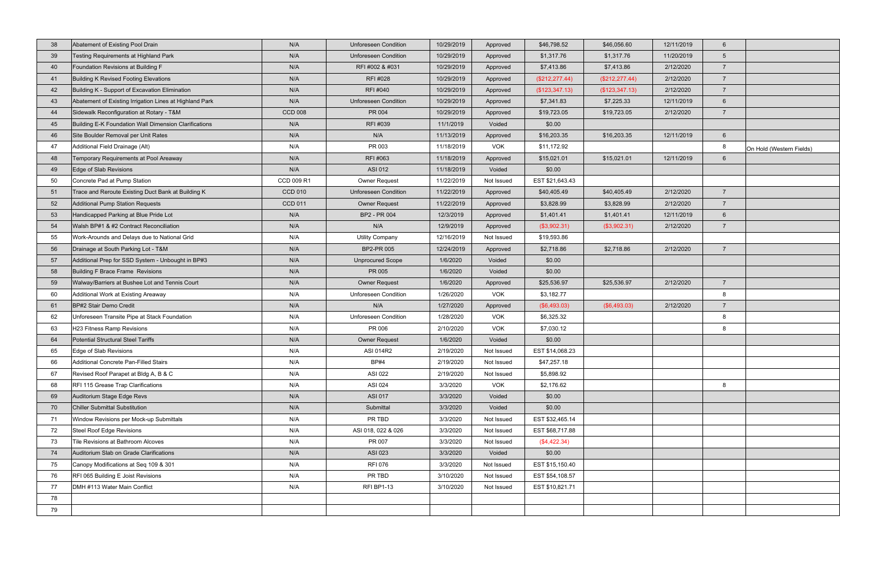| | | | | | | | | | | |
|---|---|---|---|---|---|---|---|---|---|---|
| 38 | Abatement of Existing Pool Drain | N/A | Unforeseen Condition | 10/29/2019 | Approved | $46,798.52 | $46,056.60 | 12/11/2019 | 6 | |
| 39 | Testing Requirements at Highland Park | N/A | Unforeseen Condition | 10/29/2019 | Approved | $1,317.76 | $1,317.76 | 11/20/2019 | 5 | |
| 40 | Foundation Revisions at Building F | N/A | RFI #002 & #031 | 10/29/2019 | Approved | $7,413.86 | $7,413.86 | 2/12/2020 | 7 | |
| 41 | Building K Revised Footing Elevations | N/A | RFI #028 | 10/29/2019 | Approved | ($212,277.44) | ($212,277.44) | 2/12/2020 | 7 | |
| 42 | Building K - Support of Excavation Elimination | N/A | RFI #040 | 10/29/2019 | Approved | ($123,347.13) | ($123,347.13) | 2/12/2020 | 7 | |
| 43 | Abatement of Existing Irrigation Lines at Highland Park | N/A | Unforeseen Condition | 10/29/2019 | Approved | $7,341.83 | $7,225.33 | 12/11/2019 | 6 | |
| 44 | Sidewalk Reconfiguration at Rotary - T&M | CCD 008 | PR 004 | 10/29/2019 | Approved | $19,723.05 | $19,723.05 | 2/12/2020 | 7 | |
| 45 | Building E-K Foundation Wall Dimension Clarifications | N/A | RFI #039 | 11/1/2019 | Voided | $0.00 | | | | |
| 46 | Site Boulder Removal per Unit Rates | N/A | N/A | 11/13/2019 | Approved | $16,203.35 | $16,203.35 | 12/11/2019 | 6 | |
| 47 | Additional Field Drainage (Alt) | N/A | PR 003 | 11/18/2019 | VOK | $11,172.92 | | | 8 | On Hold (Western Fields) |
| 48 | Temporary Requirements at Pool Areaway | N/A | RFI #063 | 11/18/2019 | Approved | $15,021.01 | $15,021.01 | 12/11/2019 | 6 | |
| 49 | Edge of Slab Revisions | N/A | ASI 012 | 11/18/2019 | Voided | $0.00 | | | | |
| 50 | Concrete Pad at Pump Station | CCD 009 R1 | Owner Request | 11/22/2019 | Not Issued | EST $21,643.43 | | | | |
| 51 | Trace and Reroute Existing Duct Bank at Building K | CCD 010 | Unforeseen Condition | 11/22/2019 | Approved | $40,405.49 | $40,405.49 | 2/12/2020 | 7 | |
| 52 | Additional Pump Station Requests | CCD 011 | Owner Request | 11/22/2019 | Approved | $3,828.99 | $3,828.99 | 2/12/2020 | 7 | |
| 53 | Handicapped Parking at Blue Pride Lot | N/A | BP2 - PR 004 | 12/3/2019 | Approved | $1,401.41 | $1,401.41 | 12/11/2019 | 6 | |
| 54 | Walsh BP#1 & #2 Contract Reconciliation | N/A | N/A | 12/9/2019 | Approved | ($3,902.31) | ($3,902.31) | 2/12/2020 | 7 | |
| 55 | Work-Arounds and Delays due to National Grid | N/A | Utility Company | 12/16/2019 | Not Issued | $19,593.86 | | | | |
| 56 | Drainage at South Parking Lot - T&M | N/A | BP2-PR 005 | 12/24/2019 | Approved | $2,718.86 | $2,718.86 | 2/12/2020 | 7 | |
| 57 | Additional Prep for SSD System - Unbought in BP#3 | N/A | Unprocured Scope | 1/6/2020 | Voided | $0.00 | | | | |
| 58 | Building F Brace Frame Revisions | N/A | PR 005 | 1/6/2020 | Voided | $0.00 | | | | |
| 59 | Walway/Barriers at Bushee Lot and Tennis Court | N/A | Owner Request | 1/6/2020 | Approved | $25,536.97 | $25,536.97 | 2/12/2020 | 7 | |
| 60 | Additional Work at Existing Areaway | N/A | Unforeseen Condition | 1/26/2020 | VOK | $3,182.77 | | | 8 | |
| 61 | BP#2 Stair Demo Credit | N/A | N/A | 1/27/2020 | Approved | ($6,493.03) | ($6,493.03) | 2/12/2020 | 7 | |
| 62 | Unforeseen Transite Pipe at Stack Foundation | N/A | Unforeseen Condition | 1/28/2020 | VOK | $6,325.32 | | | 8 | |
| 63 | H23 Fitness Ramp Revisions | N/A | PR 006 | 2/10/2020 | VOK | $7,030.12 | | | 8 | |
| 64 | Potential Structural Steel Tariffs | N/A | Owner Request | 1/6/2020 | Voided | $0.00 | | | | |
| 65 | Edge of Slab Revisions | N/A | ASI 014R2 | 2/19/2020 | Not Issued | EST $14,068.23 | | | | |
| 66 | Additional Concrete Pan-Filled Stairs | N/A | BP#4 | 2/19/2020 | Not Issued | $47,257.18 | | | | |
| 67 | Revised Roof Parapet at Bldg A, B & C | N/A | ASI 022 | 2/19/2020 | Not Issued | $5,898.92 | | | | |
| 68 | RFI 115 Grease Trap Clarifications | N/A | ASI 024 | 3/3/2020 | VOK | $2,176.62 | | | 8 | |
| 69 | Auditorium Stage Edge Revs | N/A | ASI 017 | 3/3/2020 | Voided | $0.00 | | | | |
| 70 | Chiller Submittal Substitution | N/A | Submittal | 3/3/2020 | Voided | $0.00 | | | | |
| 71 | Window Revisions per Mock-up Submittals | N/A | PR TBD | 3/3/2020 | Not Issued | EST $32,465.14 | | | | |
| 72 | Steel Roof Edge Revisions | N/A | ASI 018, 022 & 026 | 3/3/2020 | Not Issued | EST $68,717.88 | | | | |
| 73 | Tile Revisions at Bathroom Alcoves | N/A | PR 007 | 3/3/2020 | Not Issued | ($4,422.34) | | | | |
| 74 | Auditorium Slab on Grade Clarifications | N/A | ASI 023 | 3/3/2020 | Voided | $0.00 | | | | |
| 75 | Canopy Modifications at Seq 109 & 301 | N/A | RFI 076 | 3/3/2020 | Not Issued | EST $15,150.40 | | | | |
| 76 | RFI 065 Building E Joist Revisions | N/A | PR TBD | 3/10/2020 | Not Issued | EST $54,108.57 | | | | |
| 77 | DMH #113 Water Main Conflict | N/A | RFI BP1-13 | 3/10/2020 | Not Issued | EST $10,821.71 | | | | |
| 78 | | | | | | | | | | |
| 79 | | | | | | | | | | |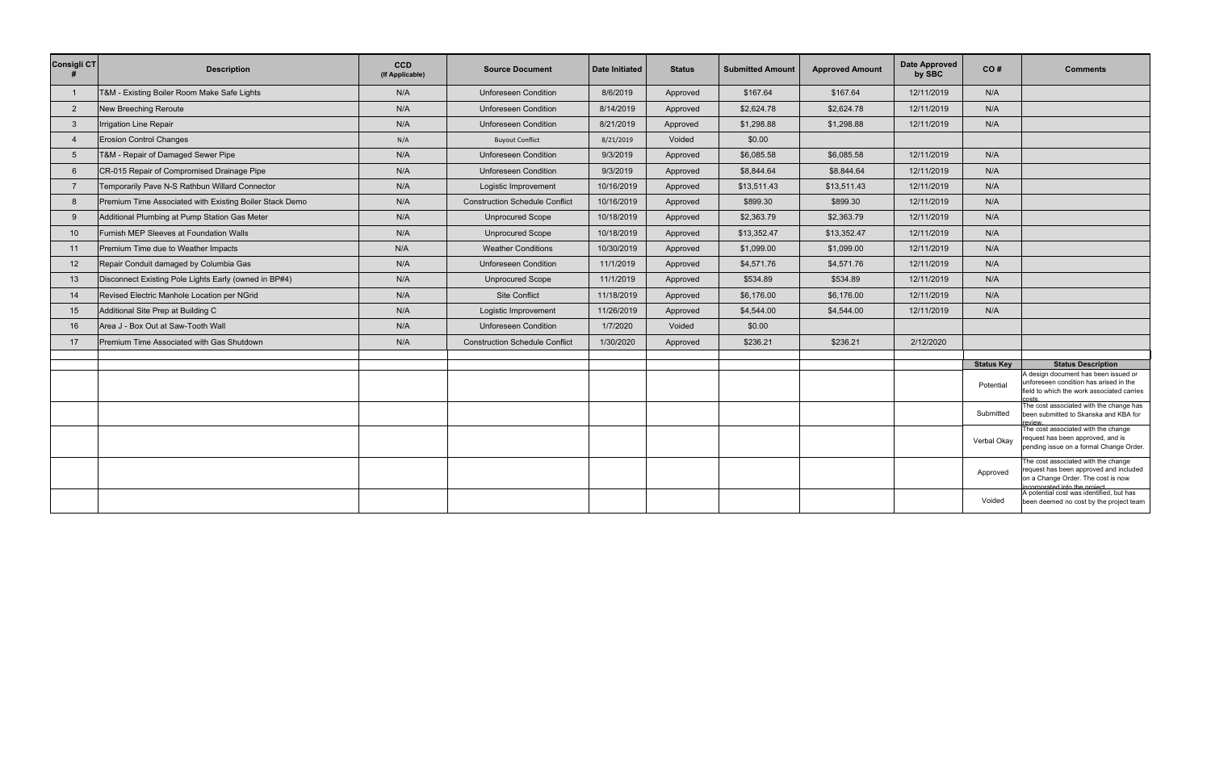| Consigli CT # | Description | CCD (If Applicable) | Source Document | Date Initiated | Status | Submitted Amount | Approved Amount | Date Approved by SBC | CO # | Comments |
|---|---|---|---|---|---|---|---|---|---|---|
| 1 | T&M - Existing Boiler Room Make Safe Lights | N/A | Unforeseen Condition | 8/6/2019 | Approved | $167.64 | $167.64 | 12/11/2019 | N/A | |
| 2 | New Breeching Reroute | N/A | Unforeseen Condition | 8/14/2019 | Approved | $2,624.78 | $2,624.78 | 12/11/2019 | N/A | |
| 3 | Irrigation Line Repair | N/A | Unforeseen Condition | 8/21/2019 | Approved | $1,298.88 | $1,298.88 | 12/11/2019 | N/A | |
| 4 | Erosion Control Changes | N/A | Buyout Conflict | 8/21/2019 | Voided | $0.00 | | | | |
| 5 | T&M - Repair of Damaged Sewer Pipe | N/A | Unforeseen Condition | 9/3/2019 | Approved | $6,085.58 | $6,085.58 | 12/11/2019 | N/A | |
| 6 | CR-015 Repair of Compromised Drainage Pipe | N/A | Unforeseen Condition | 9/3/2019 | Approved | $8,844.64 | $8.844.64 | 12/11/2019 | N/A | |
| 7 | Temporarily Pave N-S Rathbun Willard Connector | N/A | Logistic Improvement | 10/16/2019 | Approved | $13,511.43 | $13,511.43 | 12/11/2019 | N/A | |
| 8 | Premium Time Associated with Existing Boiler Stack Demo | N/A | Construction Schedule Conflict | 10/16/2019 | Approved | $899.30 | $899.30 | 12/11/2019 | N/A | |
| 9 | Additional Plumbing at Pump Station Gas Meter | N/A | Unprocured Scope | 10/18/2019 | Approved | $2,363.79 | $2,363.79 | 12/11/2019 | N/A | |
| 10 | Furnish MEP Sleeves at Foundation Walls | N/A | Unprocured Scope | 10/18/2019 | Approved | $13,352.47 | $13,352.47 | 12/11/2019 | N/A | |
| 11 | Premium Time due to Weather Impacts | N/A | Weather Conditions | 10/30/2019 | Approved | $1,099.00 | $1,099.00 | 12/11/2019 | N/A | |
| 12 | Repair Conduit damaged by Columbia Gas | N/A | Unforeseen Condition | 11/1/2019 | Approved | $4,571.76 | $4,571.76 | 12/11/2019 | N/A | |
| 13 | Disconnect Existing Pole Lights Early (owned in BP#4) | N/A | Unprocured Scope | 11/1/2019 | Approved | $534.89 | $534.89 | 12/11/2019 | N/A | |
| 14 | Revised Electric Manhole Location per NGrid | N/A | Site Conflict | 11/18/2019 | Approved | $6,176.00 | $6,176.00 | 12/11/2019 | N/A | |
| 15 | Additional Site Prep at Building C | N/A | Logistic Improvement | 11/26/2019 | Approved | $4,544.00 | $4,544.00 | 12/11/2019 | N/A | |
| 16 | Area J - Box Out at Saw-Tooth Wall | N/A | Unforeseen Condition | 1/7/2020 | Voided | $0.00 | | | | |
| 17 | Premium Time Associated with Gas Shutdown | N/A | Construction Schedule Conflict | 1/30/2020 | Approved | $236.21 | $236.21 | 2/12/2020 | | |

| Status Key | Status Description |
|---|---|
| Potential | A design document has been issued or unforeseen condition has arised in the field to which the work associated carries costs. |
| Submitted | The cost associated with the change has been submitted to Skanska and KBA for review. |
| Verbal Okay | The cost associated with the change request has been approved, and is pending issue on a formal Change Order. |
| Approved | The cost associated with the change request has been approved and included on a Change Order. The cost is now incorporated into the project. |
| Voided | A potential cost was identified, but has been deemed no cost by the project team |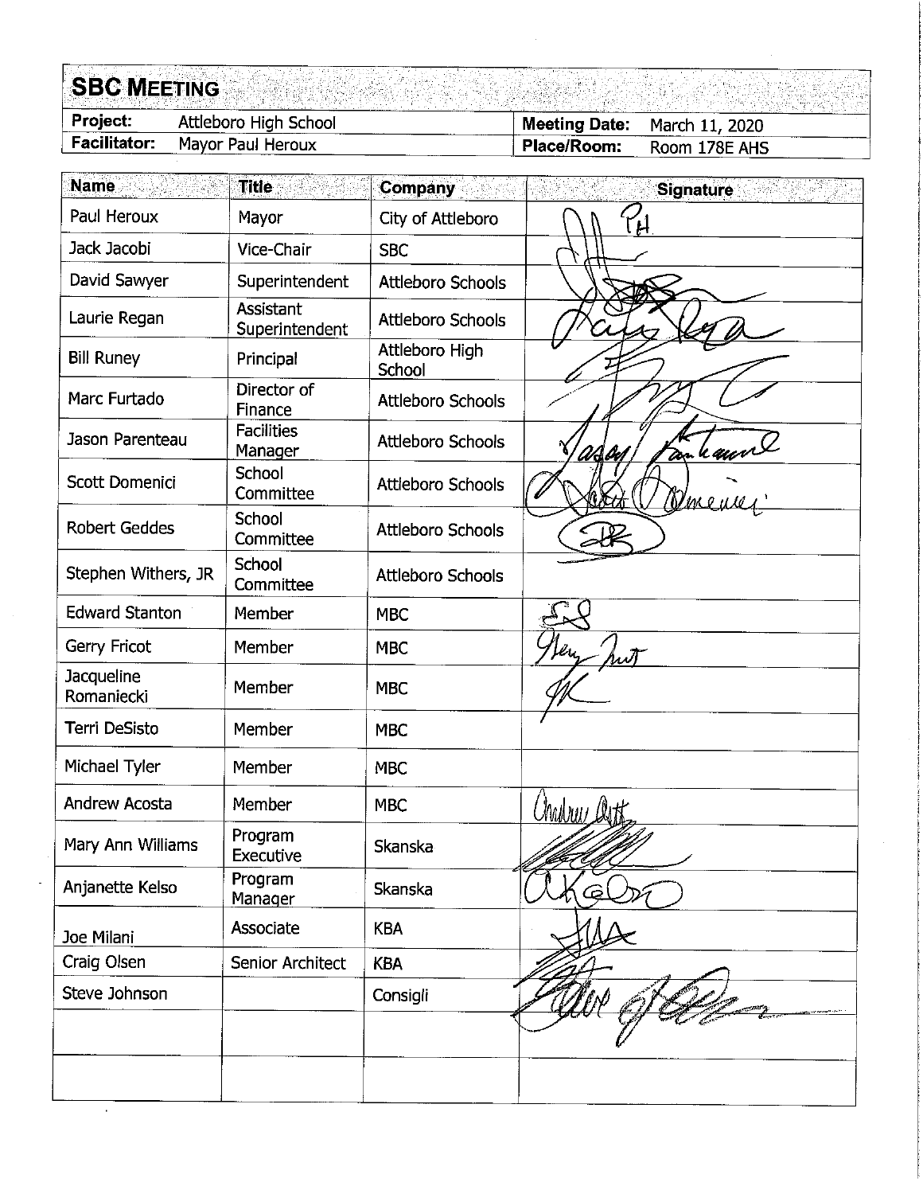## SBC MEETING

| | | | |
|---|---|---|---|
| **Project:** | Attleboro High School | **Meeting Date:** | March 11, 2020 |
| **Facilitator:** | Mayor Paul Heroux | **Place/Room:** | Room 178E AHS |

| Name | Title | Company | Signature |
|---|---|---|---|
| Paul Heroux | Mayor | City of Attleboro | PH |
| Jack Jacobi | Vice-Chair | SBC | |
| David Sawyer | Superintendent | Attleboro Schools | |
| Laurie Regan | Assistant Superintendent | Attleboro Schools | Laurie Regan |
| Bill Runey | Principal | Attleboro High School | |
| Marc Furtado | Director of Finance | Attleboro Schools | |
| Jason Parenteau | Facilities Manager | Attleboro Schools | Jason Parenteau |
| Scott Domenici | School Committee | Attleboro Schools | Scott Domenici |
| Robert Geddes | School Committee | Attleboro Schools | |
| Stephen Withers, JR | School Committee | Attleboro Schools | |
| Edward Stanton | Member | MBC | |
| Gerry Fricot | Member | MBC | Gerry Fricot |
| Jacqueline Romaniecki | Member | MBC | |
| Terri DeSisto | Member | MBC | |
| Michael Tyler | Member | MBC | |
| Andrew Acosta | Member | MBC | Andrew Acosta |
| Mary Ann Williams | Program Executive | Skanska | |
| Anjanette Kelso | Program Manager | Skanska | AKelso |
| Joe Milani | Associate | KBA | |
| Craig Olsen | Senior Architect | KBA | |
| Steve Johnson | | Consigli | |
| | | | |
| | | | |